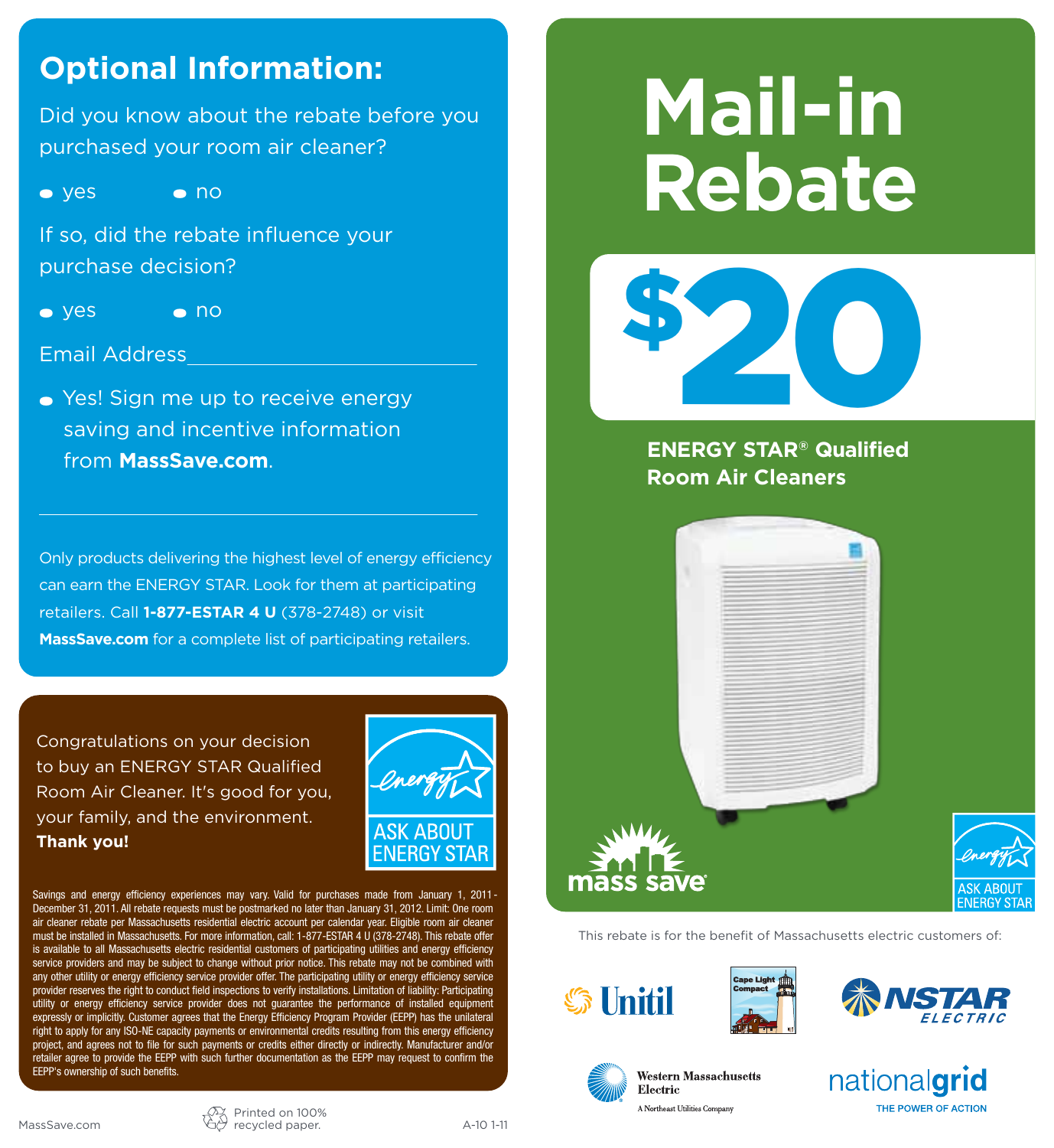## Optional Information:

Did you know about the rebate before you purchased your room air cleaner?

- yes
- no

If so, did the rebate influence your purchase decision?

- yes
- no

Email Address\_\_\_\_\_\_\_\_\_\_\_\_\_\_\_\_\_\_\_\_\_\_\_\_

- Yes! Sign me up to receive energy saving and incentive information from **MassSave.com**.

Only products delivering the highest level of energy efficiency can earn the ENERGY STAR. Look for them at participating retailers. Call **1-877-ESTAR 4 U** (378-2748) or visit **MassSave.com** for a complete list of participating retailers.

Congratulations on your decision to buy an ENERGY STAR Qualified Room Air Cleaner. It's good for you, your family, and the environment. **Thank you!**

ASK ABOUT ENERGY STAR

Savings and energy efficiency experiences may vary. Valid for purchases made from January 1, 2011 - December 31, 2011. All rebate requests must be postmarked no later than January 31, 2012. Limit: One room air cleaner rebate per Massachusetts residential electric account per calendar year. Eligible room air cleaner must be installed in Massachusetts. For more information, call: 1-877-ESTAR 4 U (378-2748). This rebate offer is available to all Massachusetts electric residential customers of participating utilities and energy efficiency service providers and may be subject to change without prior notice. This rebate may not be combined with any other utility or energy efficiency service provider offer. The participating utility or energy efficiency service provider reserves the right to conduct field inspections to verify installations. Limitation of liability: Participating utility or energy efficiency service provider does not guarantee the performance of installed equipment expressly or implicitly. Customer agrees that the Energy Efficiency Program Provider (EEPP) has the unilateral right to apply for any ISO-NE capacity payments or environmental credits resulting from this energy efficiency project, and agrees not to file for such payments or credits either directly or indirectly. Manufacturer and/or retailer agree to provide the EEPP with such further documentation as the EEPP may request to confirm the EEPP's ownership of such benefits.

MassSave.com

Printed on 100% recycled paper.

A-10 1-11

# Mail-in Rebate

# $20

**ENERGY STAR® Qualified Room Air Cleaners**

mass save

ASK ABOUT ENERGY STAR

This rebate is for the benefit of Massachusetts electric customers of:

Unitil

Cape Light Compact

NSTAR ELECTRIC

Western Massachusetts Electric
A Northeast Utilities Company

nationalgrid
THE POWER OF ACTION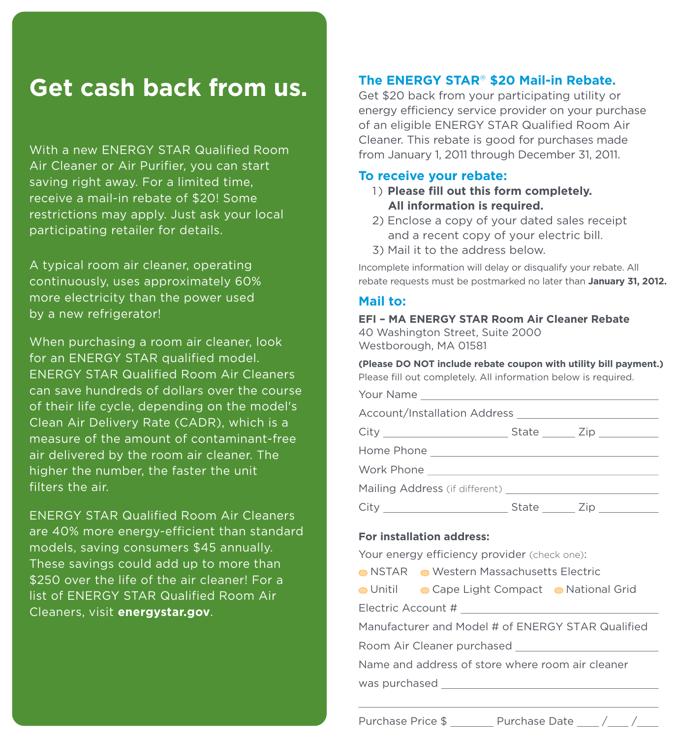# Get cash back from us.

With a new ENERGY STAR Qualified Room Air Cleaner or Air Purifier, you can start saving right away. For a limited time, receive a mail-in rebate of $20! Some restrictions may apply. Just ask your local participating retailer for details.

A typical room air cleaner, operating continuously, uses approximately 60% more electricity than the power used by a new refrigerator!

When purchasing a room air cleaner, look for an ENERGY STAR qualified model. ENERGY STAR Qualified Room Air Cleaners can save hundreds of dollars over the course of their life cycle, depending on the model's Clean Air Delivery Rate (CADR), which is a measure of the amount of contaminant-free air delivered by the room air cleaner. The higher the number, the faster the unit filters the air.

ENERGY STAR Qualified Room Air Cleaners are 40% more energy-efficient than standard models, saving consumers $45 annually. These savings could add up to more than $250 over the life of the air cleaner! For a list of ENERGY STAR Qualified Room Air Cleaners, visit **energystar.gov**.

## The ENERGY STAR® $20 Mail-in Rebate.

Get $20 back from your participating utility or energy efficiency service provider on your purchase of an eligible ENERGY STAR Qualified Room Air Cleaner. This rebate is good for purchases made from January 1, 2011 through December 31, 2011.

## To receive your rebate:

1) **Please fill out this form completely. All information is required.**
2) Enclose a copy of your dated sales receipt and a recent copy of your electric bill.
3) Mail it to the address below.

Incomplete information will delay or disqualify your rebate. All rebate requests must be postmarked no later than **January 31, 2012.**

## Mail to:

**EFI – MA ENERGY STAR Room Air Cleaner Rebate**
40 Washington Street, Suite 2000
Westborough, MA 01581

**(Please DO NOT include rebate coupon with utility bill payment.)**
Please fill out completely. All information below is required.

Your Name ______________________________

Account/Installation Address ______________________________

City ______________ State ______ Zip __________

Home Phone ______________________________

Work Phone ______________________________

Mailing Address (if different) ______________________________

City ______________ State ______ Zip __________

**For installation address:**

Your energy efficiency provider (check one):

- NSTAR
- Western Massachusetts Electric
- Unitil
- Cape Light Compact
- National Grid

Electric Account # ______________________________

Manufacturer and Model # of ENERGY STAR Qualified Room Air Cleaner purchased ______________________________

Name and address of store where room air cleaner was purchased ______________________________

______________________________

Purchase Price $ _______ Purchase Date ____ /____ /____